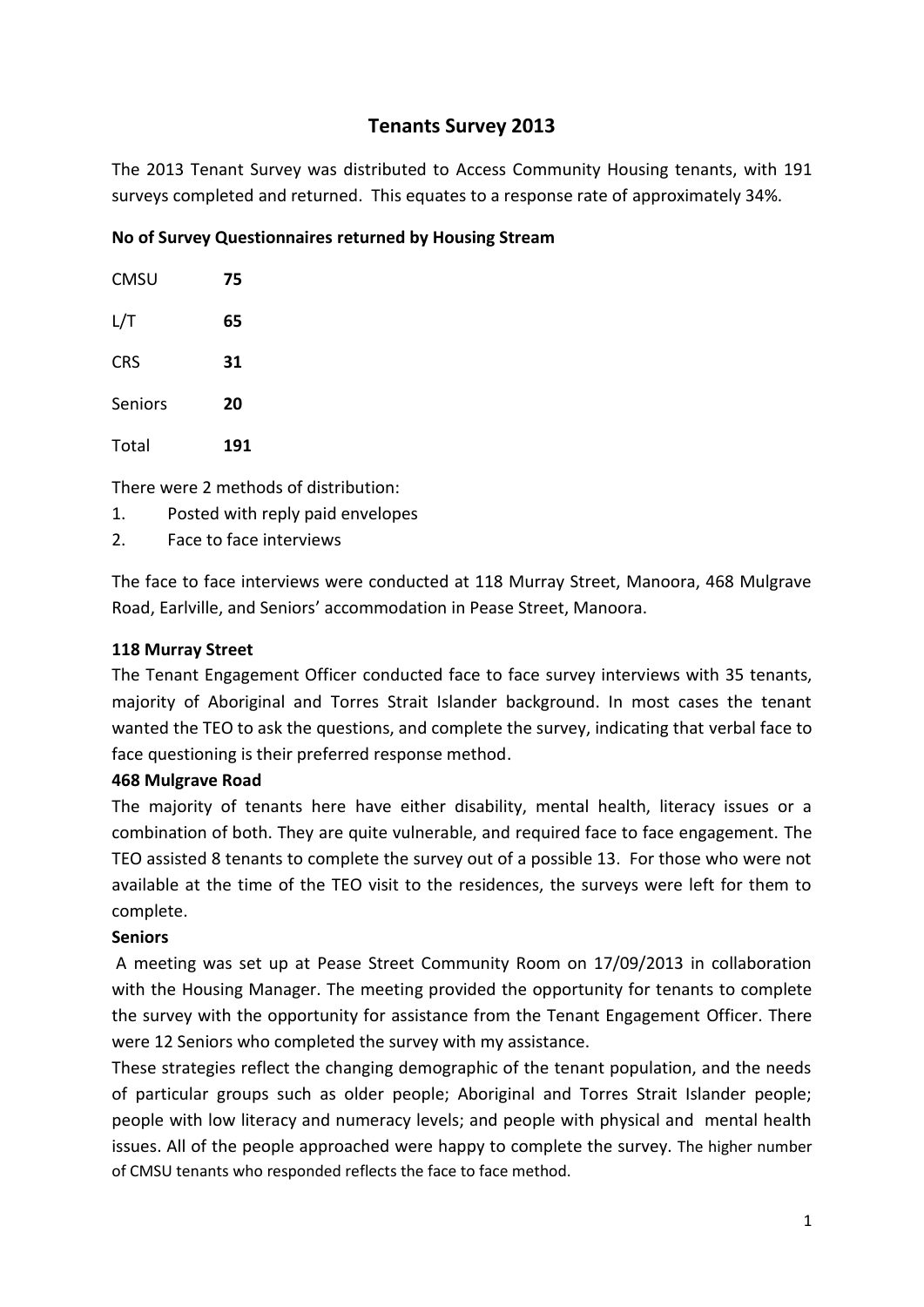# Tenants Survey 2013

The 2013 Tenant Survey was distributed to Access Community Housing tenants, with 191 surveys completed and returned. This equates to a response rate of approximately 34%.

**No of Survey Questionnaires returned by Housing Stream**

| | |
|---|---|
| CMSU | **75** |
| L/T | **65** |
| CRS | **31** |
| Seniors | **20** |
| Total | **191** |

There were 2 methods of distribution:

1. Posted with reply paid envelopes
2. Face to face interviews

The face to face interviews were conducted at 118 Murray Street, Manoora, 468 Mulgrave Road, Earlville, and Seniors' accommodation in Pease Street, Manoora.

**118 Murray Street**

The Tenant Engagement Officer conducted face to face survey interviews with 35 tenants, majority of Aboriginal and Torres Strait Islander background. In most cases the tenant wanted the TEO to ask the questions, and complete the survey, indicating that verbal face to face questioning is their preferred response method.

**468 Mulgrave Road**

The majority of tenants here have either disability, mental health, literacy issues or a combination of both. They are quite vulnerable, and required face to face engagement. The TEO assisted 8 tenants to complete the survey out of a possible 13. For those who were not available at the time of the TEO visit to the residences, the surveys were left for them to complete.

**Seniors**

A meeting was set up at Pease Street Community Room on 17/09/2013 in collaboration with the Housing Manager. The meeting provided the opportunity for tenants to complete the survey with the opportunity for assistance from the Tenant Engagement Officer. There were 12 Seniors who completed the survey with my assistance.

These strategies reflect the changing demographic of the tenant population, and the needs of particular groups such as older people; Aboriginal and Torres Strait Islander people; people with low literacy and numeracy levels; and people with physical and mental health issues. All of the people approached were happy to complete the survey. The higher number of CMSU tenants who responded reflects the face to face method.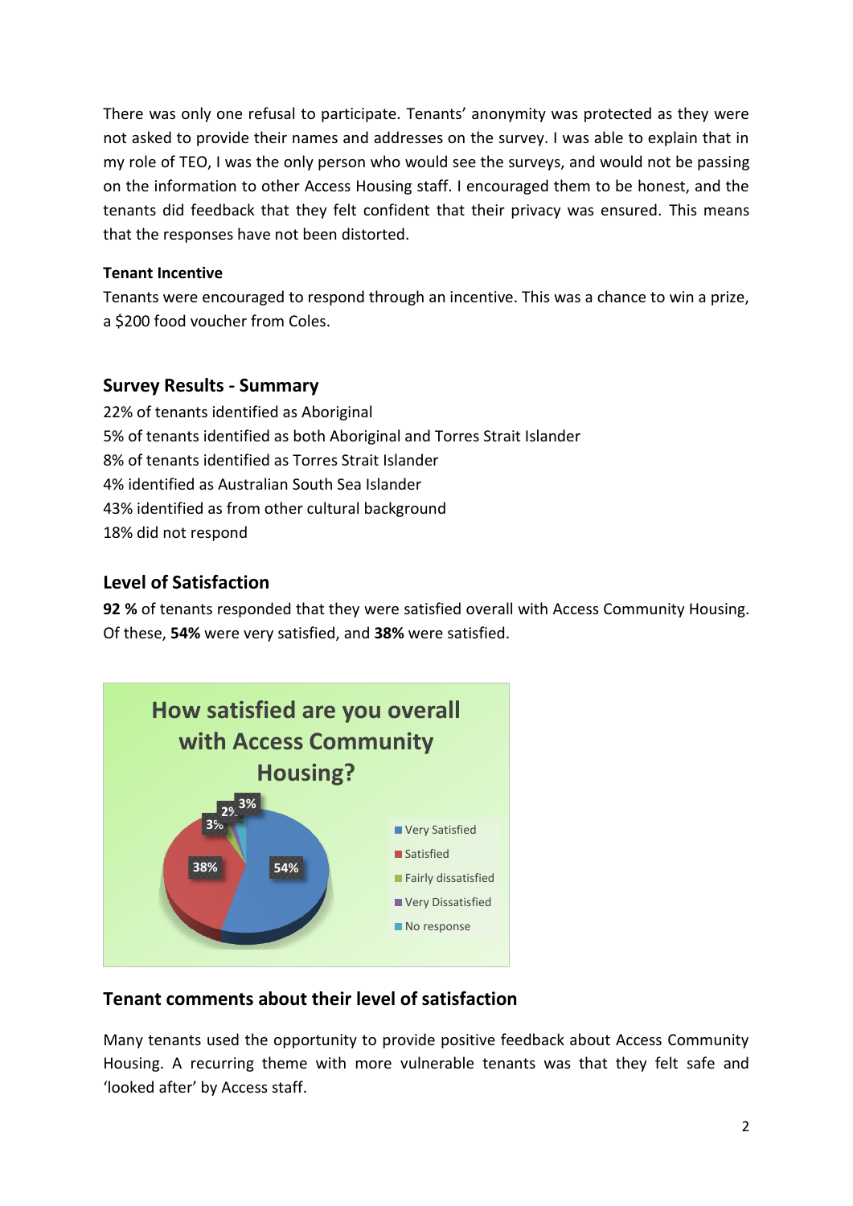There was only one refusal to participate. Tenants' anonymity was protected as they were not asked to provide their names and addresses on the survey. I was able to explain that in my role of TEO, I was the only person who would see the surveys, and would not be passing on the information to other Access Housing staff. I encouraged them to be honest, and the tenants did feedback that they felt confident that their privacy was ensured. This means that the responses have not been distorted.

**Tenant Incentive**

Tenants were encouraged to respond through an incentive. This was a chance to win a prize, a $200 food voucher from Coles.

## Survey Results - Summary

22% of tenants identified as Aboriginal
5% of tenants identified as both Aboriginal and Torres Strait Islander
8% of tenants identified as Torres Strait Islander
4% identified as Australian South Sea Islander
43% identified as from other cultural background
18% did not respond

## Level of Satisfaction

**92 %** of tenants responded that they were satisfied overall with Access Community Housing. Of these, **54%** were very satisfied, and **38%** were satisfied.

**How satisfied are you overall with Access Community Housing?**

| Response | Percentage |
|---|---|
| Very Satisfied | 54% |
| Satisfied | 38% |
| Fairly dissatisfied | 3% |
| Very Dissatisfied | 2% |
| No response | 3% |

## Tenant comments about their level of satisfaction

Many tenants used the opportunity to provide positive feedback about Access Community Housing. A recurring theme with more vulnerable tenants was that they felt safe and 'looked after' by Access staff.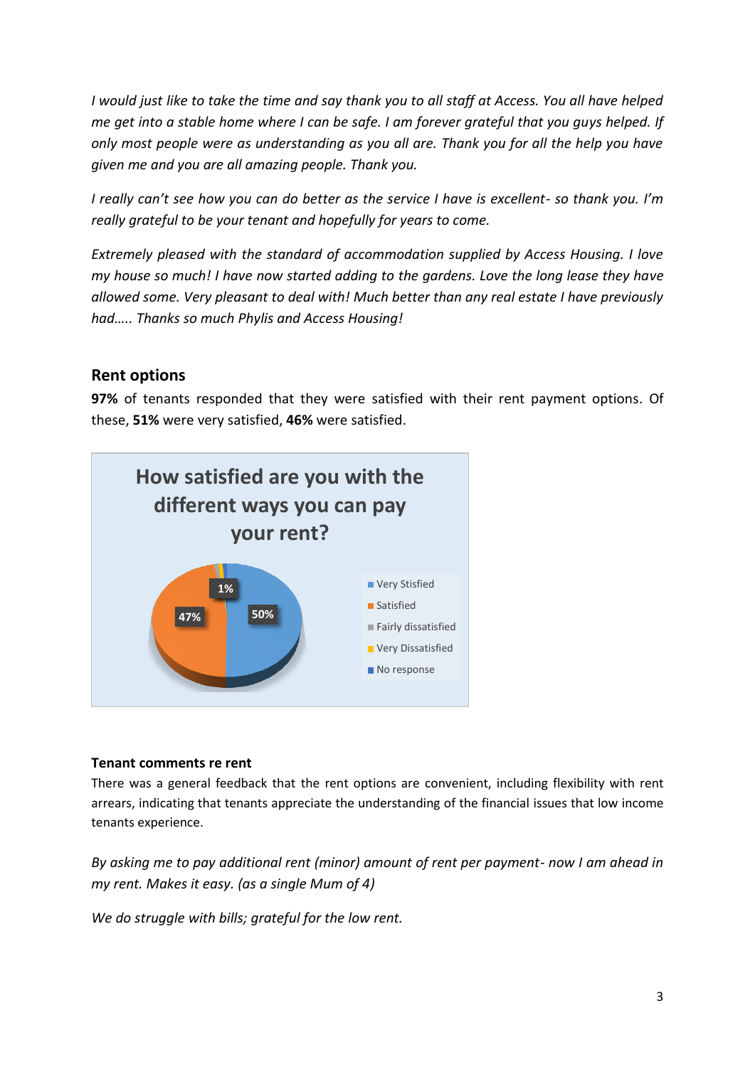*I would just like to take the time and say thank you to all staff at Access. You all have helped me get into a stable home where I can be safe. I am forever grateful that you guys helped. If only most people were as understanding as you all are. Thank you for all the help you have given me and you are all amazing people. Thank you.*

*I really can't see how you can do better as the service I have is excellent- so thank you. I'm really grateful to be your tenant and hopefully for years to come.*

*Extremely pleased with the standard of accommodation supplied by Access Housing. I love my house so much! I have now started adding to the gardens. Love the long lease they have allowed some. Very pleasant to deal with! Much better than any real estate I have previously had….. Thanks so much Phylis and Access Housing!*

## Rent options

**97%** of tenants responded that they were satisfied with their rent payment options. Of these, **51%** were very satisfied, **46%** were satisfied.

**How satisfied are you with the different ways you can pay your rent?**

- Very Stisfied: 50%
- Satisfied: 47%
- Fairly dissatisfied
- Very Dissatisfied: 1%
- No response

#### Tenant comments re rent

There was a general feedback that the rent options are convenient, including flexibility with rent arrears, indicating that tenants appreciate the understanding of the financial issues that low income tenants experience.

*By asking me to pay additional rent (minor) amount of rent per payment- now I am ahead in my rent. Makes it easy. (as a single Mum of 4)*

*We do struggle with bills; grateful for the low rent.*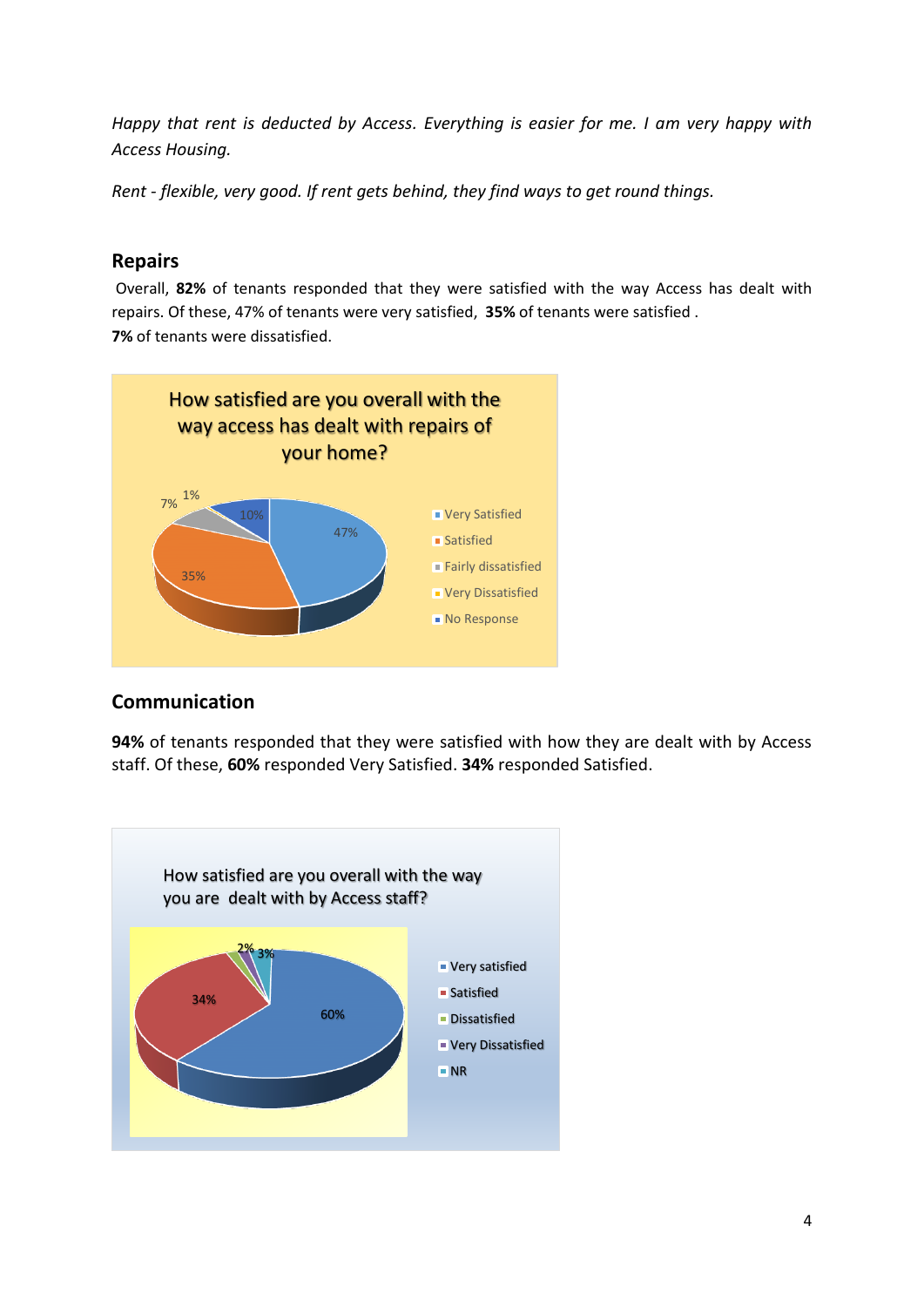*Happy that rent is deducted by Access. Everything is easier for me. I am very happy with Access Housing.*

*Rent - flexible, very good. If rent gets behind, they find ways to get round things.*

## Repairs

Overall, **82%** of tenants responded that they were satisfied with the way Access has dealt with repairs. Of these, 47% of tenants were very satisfied, **35%** of tenants were satisfied . **7%** of tenants were dissatisfied.

How satisfied are you overall with the way access has dealt with repairs of your home?

- Very Satisfied: 47%
- Satisfied: 35%
- Fairly dissatisfied: 7%
- Very Dissatisfied: 1%
- No Response: 10%

## Communication

**94%** of tenants responded that they were satisfied with how they are dealt with by Access staff. Of these, **60%** responded Very Satisfied. **34%** responded Satisfied.

How satisfied are you overall with the way you are dealt with by Access staff?

- Very satisfied: 60%
- Satisfied: 34%
- Dissatisfied
- Very Dissatisfied: 2%
- NR: 3%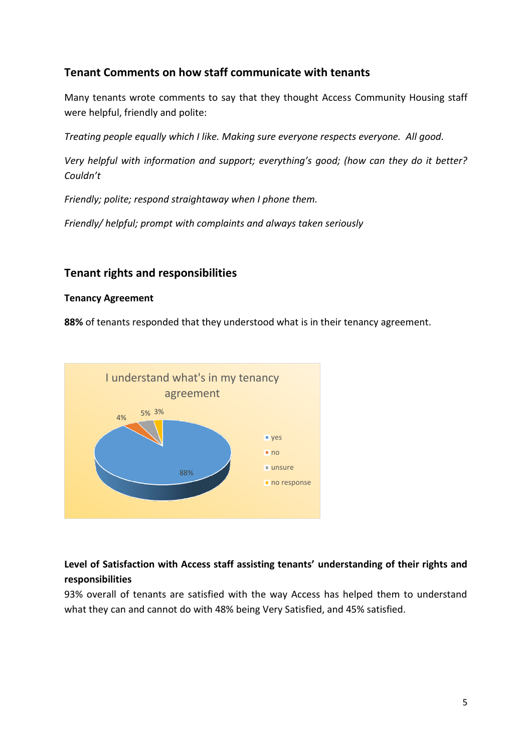## Tenant Comments on how staff communicate with tenants

Many tenants wrote comments to say that they thought Access Community Housing staff were helpful, friendly and polite:

*Treating people equally which I like. Making sure everyone respects everyone. All good.*

*Very helpful with information and support; everything's good; (how can they do it better? Couldn't*

*Friendly; polite; respond straightaway when I phone them.*

*Friendly/ helpful; prompt with complaints and always taken seriously*

## Tenant rights and responsibilities

### Tenancy Agreement

**88%** of tenants responded that they understood what is in their tenancy agreement.

I understand what's in my tenancy agreement

| Response | Percentage |
|---|---|
| yes | 88% |
| no | 4% |
| unsure | 5% |
| no response | 3% |

### Level of Satisfaction with Access staff assisting tenants' understanding of their rights and responsibilities

93% overall of tenants are satisfied with the way Access has helped them to understand what they can and cannot do with 48% being Very Satisfied, and 45% satisfied.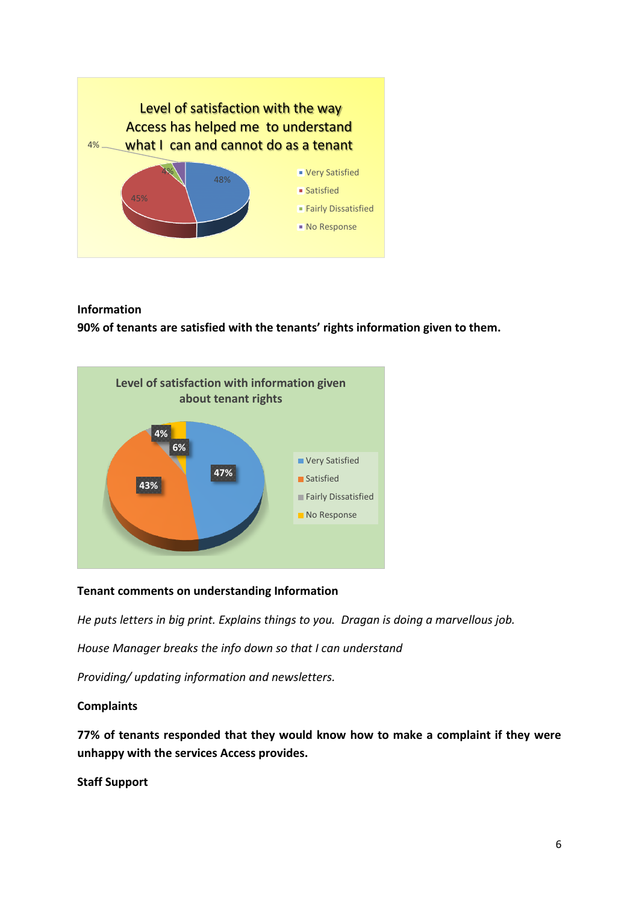**Level of satisfaction with the way Access has helped me to understand what I can and cannot do as a tenant**

- Very Satisfied: 48%
- Satisfied: 45%
- Fairly Dissatisfied: 4%
- No Response: 4%

**Information**

**90% of tenants are satisfied with the tenants' rights information given to them.**

**Level of satisfaction with information given about tenant rights**

- Very Satisfied: 47%
- Satisfied: 43%
- Fairly Dissatisfied: 4%
- No Response: 6%

**Tenant comments on understanding Information**

*He puts letters in big print. Explains things to you. Dragan is doing a marvellous job.*

*House Manager breaks the info down so that I can understand*

*Providing/ updating information and newsletters.*

**Complaints**

**77% of tenants responded that they would know how to make a complaint if they were unhappy with the services Access provides.**

**Staff Support**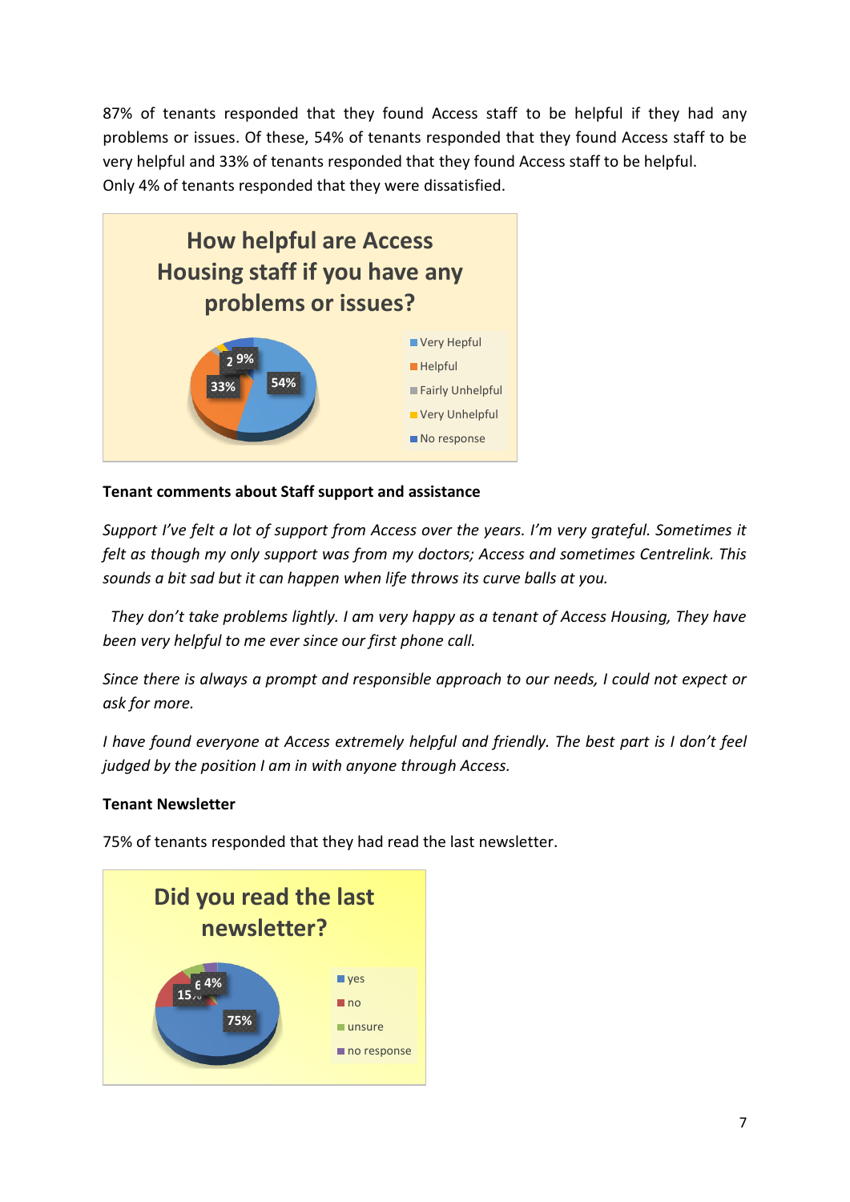87% of tenants responded that they found Access staff to be helpful if they had any problems or issues. Of these, 54% of tenants responded that they found Access staff to be very helpful and 33% of tenants responded that they found Access staff to be helpful.
Only 4% of tenants responded that they were dissatisfied.

**How helpful are Access Housing staff if you have any problems or issues?**

- Very Hepful: 54%
- Helpful: 33%
- Fairly Unhelpful: 2
- Very Unhelpful
- No response: 9%

**Tenant comments about Staff support and assistance**

*Support I've felt a lot of support from Access over the years. I'm very grateful. Sometimes it felt as though my only support was from my doctors; Access and sometimes Centrelink. This sounds a bit sad but it can happen when life throws its curve balls at you.*

*They don't take problems lightly. I am very happy as a tenant of Access Housing, They have been very helpful to me ever since our first phone call.*

*Since there is always a prompt and responsible approach to our needs, I could not expect or ask for more.*

*I have found everyone at Access extremely helpful and friendly. The best part is I don't feel judged by the position I am in with anyone through Access.*

**Tenant Newsletter**

75% of tenants responded that they had read the last newsletter.

**Did you read the last newsletter?**

- yes: 75%
- no: 15%
- unsure: 6
- no response: 4%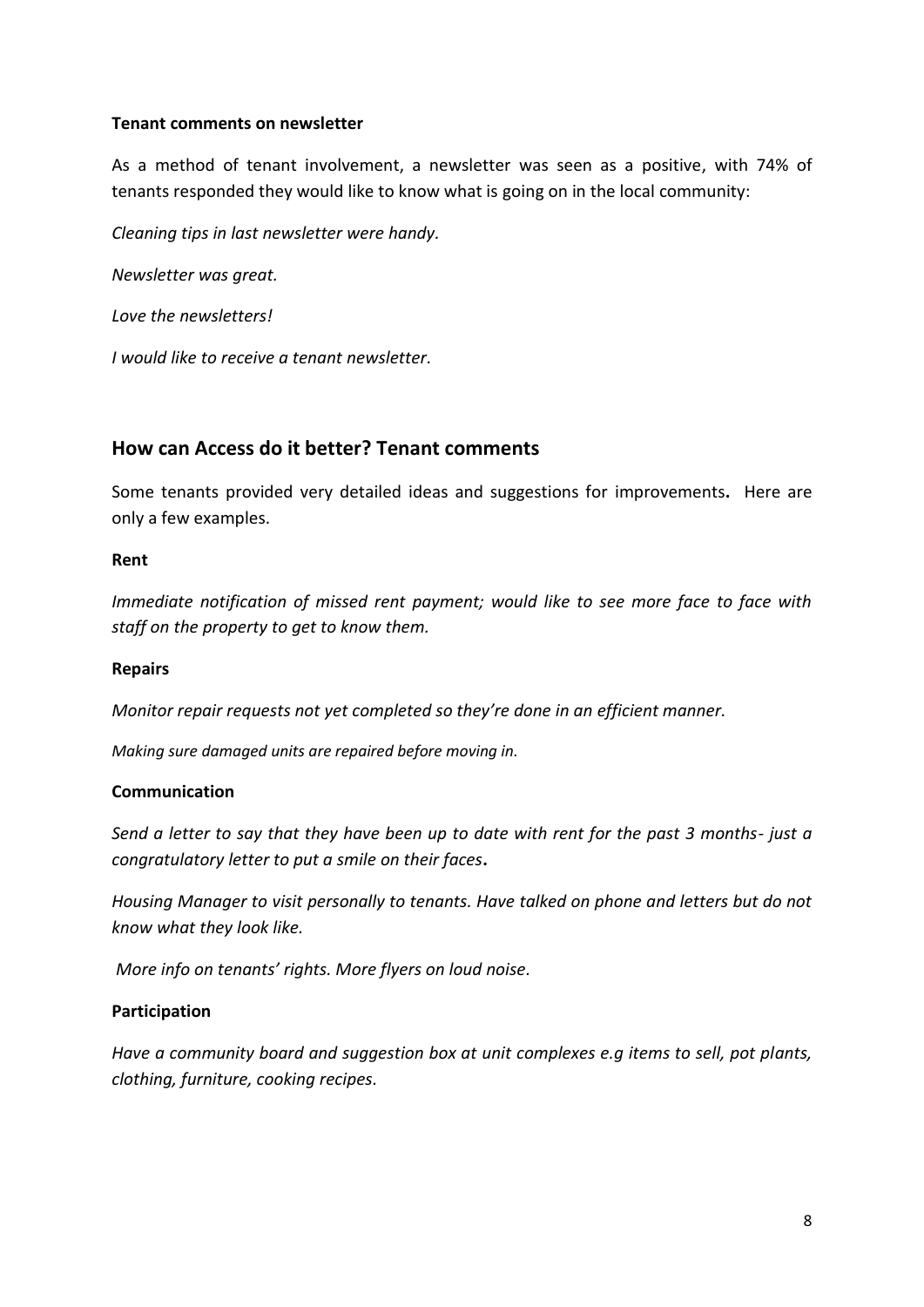**Tenant comments on newsletter**

As a method of tenant involvement, a newsletter was seen as a positive, with 74% of tenants responded they would like to know what is going on in the local community:

*Cleaning tips in last newsletter were handy.*

*Newsletter was great.*

*Love the newsletters!*

*I would like to receive a tenant newsletter.*

## How can Access do it better? Tenant comments

Some tenants provided very detailed ideas and suggestions for improvements**.** Here are only a few examples.

**Rent**

*Immediate notification of missed rent payment; would like to see more face to face with staff on the property to get to know them.*

**Repairs**

*Monitor repair requests not yet completed so they're done in an efficient manner.*

*Making sure damaged units are repaired before moving in.*

**Communication**

*Send a letter to say that they have been up to date with rent for the past 3 months- just a congratulatory letter to put a smile on their faces***.**

*Housing Manager to visit personally to tenants. Have talked on phone and letters but do not know what they look like.*

*More info on tenants' rights. More flyers on loud noise.*

**Participation**

*Have a community board and suggestion box at unit complexes e.g items to sell, pot plants, clothing, furniture, cooking recipes.*